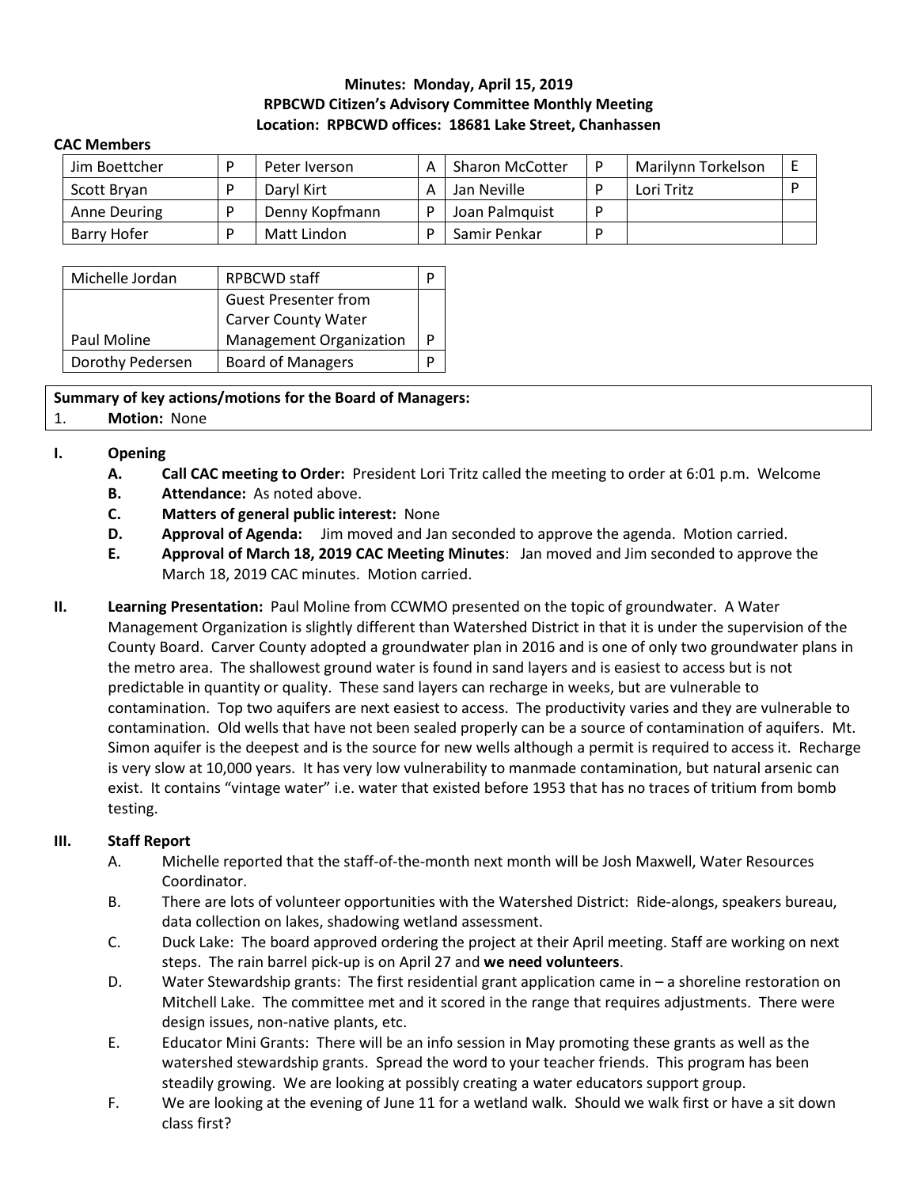**Minutes: Monday, April 15, 2019**
**RPBCWD Citizen's Advisory Committee Monthly Meeting**
**Location: RPBCWD offices: 18681 Lake Street, Chanhassen**

**CAC Members**

| | | | | | | | |
|---|---|---|---|---|---|---|---|
| Jim Boettcher | P | Peter Iverson | A | Sharon McCotter | P | Marilynn Torkelson | E |
| Scott Bryan | P | Daryl Kirt | A | Jan Neville | P | Lori Tritz | P |
| Anne Deuring | P | Denny Kopfmann | P | Joan Palmquist | P | | |
| Barry Hofer | P | Matt Lindon | P | Samir Penkar | P | | |

| | | |
|---|---|---|
| Michelle Jordan | RPBCWD staff | P |
| Paul Moline | Guest Presenter from Carver County Water Management Organization | P |
| Dorothy Pedersen | Board of Managers | P |

**Summary of key actions/motions for the Board of Managers:**

1. **Motion:** None

**I. Opening**

- **A. Call CAC meeting to Order:** President Lori Tritz called the meeting to order at 6:01 p.m. Welcome
- **B. Attendance:** As noted above.
- **C. Matters of general public interest:** None
- **D. Approval of Agenda:** Jim moved and Jan seconded to approve the agenda. Motion carried.
- **E. Approval of March 18, 2019 CAC Meeting Minutes**: Jan moved and Jim seconded to approve the March 18, 2019 CAC minutes. Motion carried.

**II. Learning Presentation:** Paul Moline from CCWMO presented on the topic of groundwater. A Water Management Organization is slightly different than Watershed District in that it is under the supervision of the County Board. Carver County adopted a groundwater plan in 2016 and is one of only two groundwater plans in the metro area. The shallowest ground water is found in sand layers and is easiest to access but is not predictable in quantity or quality. These sand layers can recharge in weeks, but are vulnerable to contamination. Top two aquifers are next easiest to access. The productivity varies and they are vulnerable to contamination. Old wells that have not been sealed properly can be a source of contamination of aquifers. Mt. Simon aquifer is the deepest and is the source for new wells although a permit is required to access it. Recharge is very slow at 10,000 years. It has very low vulnerability to manmade contamination, but natural arsenic can exist. It contains "vintage water" i.e. water that existed before 1953 that has no traces of tritium from bomb testing.

**III. Staff Report**

- A. Michelle reported that the staff-of-the-month next month will be Josh Maxwell, Water Resources Coordinator.
- B. There are lots of volunteer opportunities with the Watershed District: Ride-alongs, speakers bureau, data collection on lakes, shadowing wetland assessment.
- C. Duck Lake: The board approved ordering the project at their April meeting. Staff are working on next steps. The rain barrel pick-up is on April 27 and **we need volunteers**.
- D. Water Stewardship grants: The first residential grant application came in – a shoreline restoration on Mitchell Lake. The committee met and it scored in the range that requires adjustments. There were design issues, non-native plants, etc.
- E. Educator Mini Grants: There will be an info session in May promoting these grants as well as the watershed stewardship grants. Spread the word to your teacher friends. This program has been steadily growing. We are looking at possibly creating a water educators support group.
- F. We are looking at the evening of June 11 for a wetland walk. Should we walk first or have a sit down class first?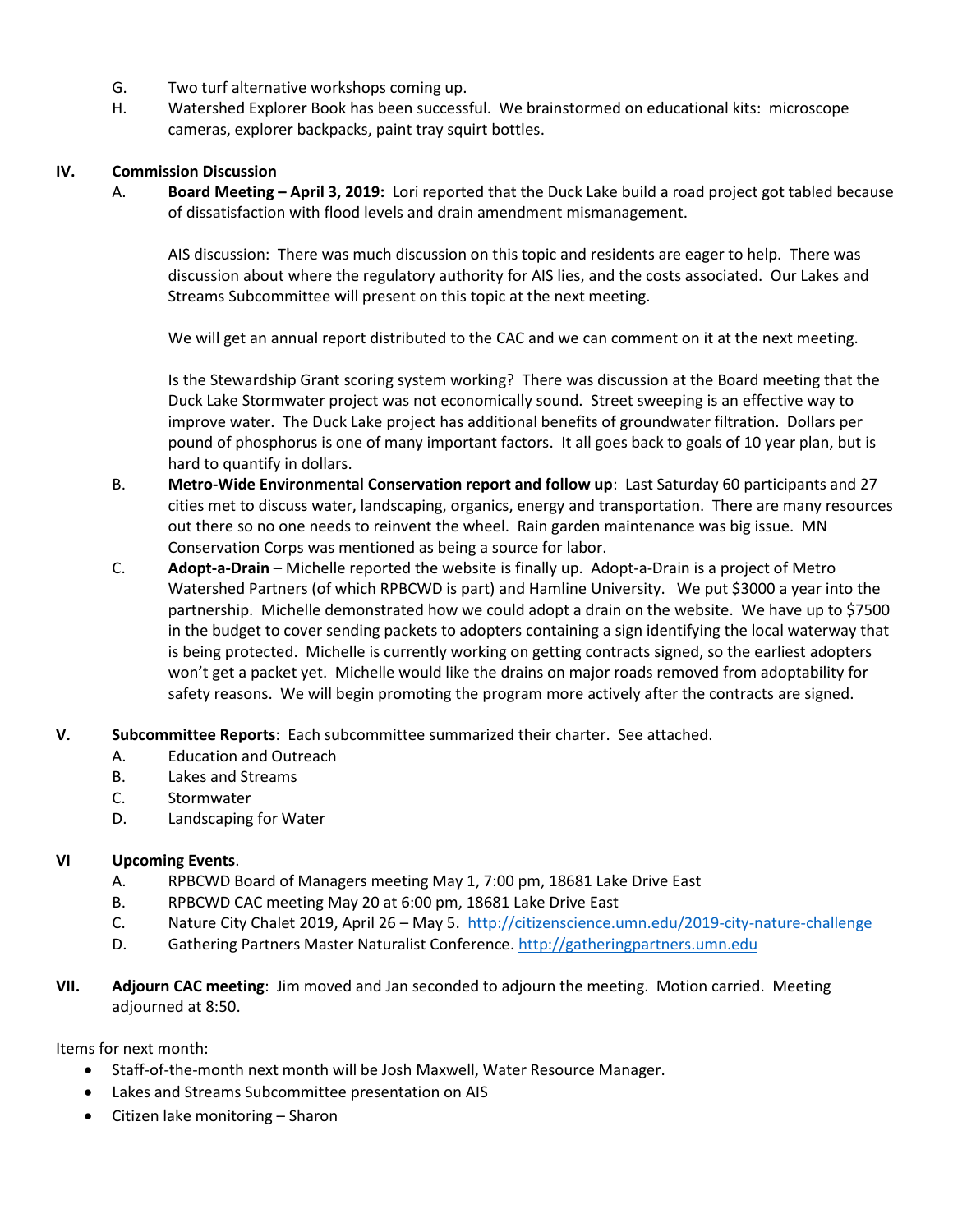G. Two turf alternative workshops coming up.

H. Watershed Explorer Book has been successful. We brainstormed on educational kits: microscope cameras, explorer backpacks, paint tray squirt bottles.

**IV. Commission Discussion**

A. **Board Meeting – April 3, 2019:** Lori reported that the Duck Lake build a road project got tabled because of dissatisfaction with flood levels and drain amendment mismanagement.

AIS discussion: There was much discussion on this topic and residents are eager to help. There was discussion about where the regulatory authority for AIS lies, and the costs associated. Our Lakes and Streams Subcommittee will present on this topic at the next meeting.

We will get an annual report distributed to the CAC and we can comment on it at the next meeting.

Is the Stewardship Grant scoring system working? There was discussion at the Board meeting that the Duck Lake Stormwater project was not economically sound. Street sweeping is an effective way to improve water. The Duck Lake project has additional benefits of groundwater filtration. Dollars per pound of phosphorus is one of many important factors. It all goes back to goals of 10 year plan, but is hard to quantify in dollars.

B. **Metro-Wide Environmental Conservation report and follow up**: Last Saturday 60 participants and 27 cities met to discuss water, landscaping, organics, energy and transportation. There are many resources out there so no one needs to reinvent the wheel. Rain garden maintenance was big issue. MN Conservation Corps was mentioned as being a source for labor.

C. **Adopt-a-Drain** – Michelle reported the website is finally up. Adopt-a-Drain is a project of Metro Watershed Partners (of which RPBCWD is part) and Hamline University. We put $3000 a year into the partnership. Michelle demonstrated how we could adopt a drain on the website. We have up to $7500 in the budget to cover sending packets to adopters containing a sign identifying the local waterway that is being protected. Michelle is currently working on getting contracts signed, so the earliest adopters won't get a packet yet. Michelle would like the drains on major roads removed from adoptability for safety reasons. We will begin promoting the program more actively after the contracts are signed.

**V. Subcommittee Reports**: Each subcommittee summarized their charter. See attached.

A. Education and Outreach

B. Lakes and Streams

C. Stormwater

D. Landscaping for Water

**VI Upcoming Events**.

A. RPBCWD Board of Managers meeting May 1, 7:00 pm, 18681 Lake Drive East

B. RPBCWD CAC meeting May 20 at 6:00 pm, 18681 Lake Drive East

C. Nature City Chalet 2019, April 26 – May 5. http://citizenscience.umn.edu/2019-city-nature-challenge

D. Gathering Partners Master Naturalist Conference. http://gatheringpartners.umn.edu

**VII. Adjourn CAC meeting**: Jim moved and Jan seconded to adjourn the meeting. Motion carried. Meeting adjourned at 8:50.

Items for next month:

- Staff-of-the-month next month will be Josh Maxwell, Water Resource Manager.
- Lakes and Streams Subcommittee presentation on AIS
- Citizen lake monitoring – Sharon